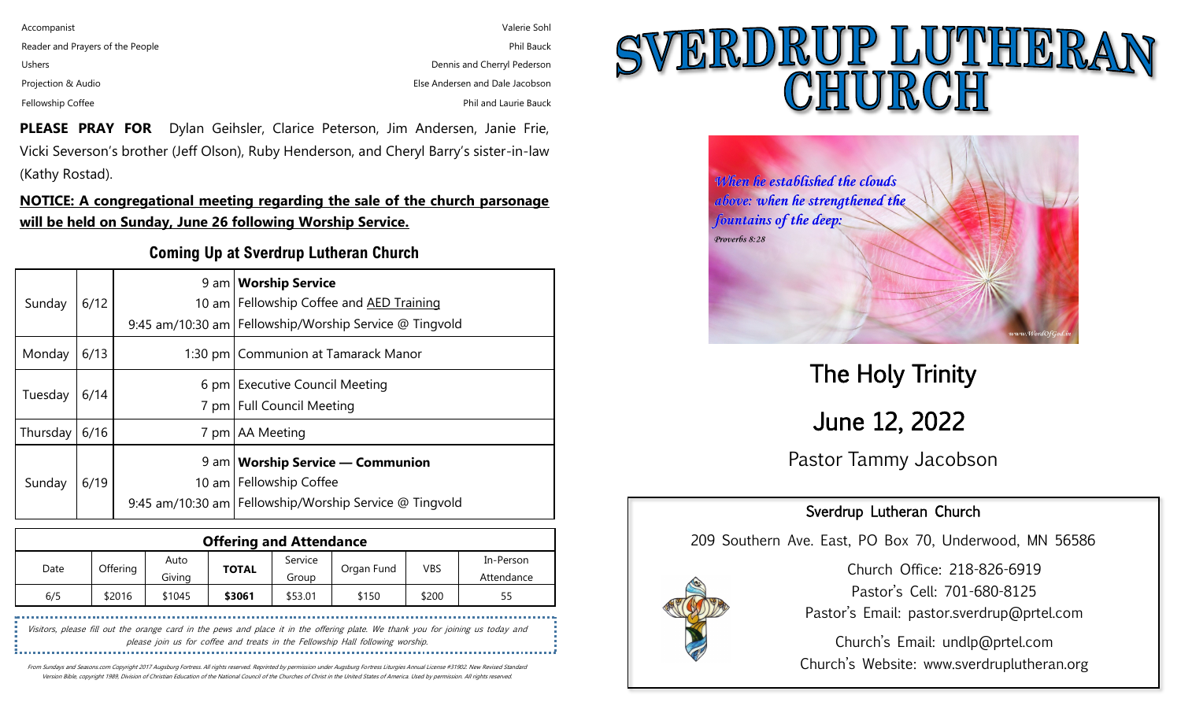| | |
|---|---|
| Accompanist | Valerie Sohl |
| Reader and Prayers of the People | Phil Bauck |
| Ushers | Dennis and Cherryl Pederson |
| Projection & Audio | Else Andersen and Dale Jacobson |
| Fellowship Coffee | Phil and Laurie Bauck |

**PLEASE PRAY FOR** Dylan Geihsler, Clarice Peterson, Jim Andersen, Janie Frie, Vicki Severson's brother (Jeff Olson), Ruby Henderson, and Cheryl Barry's sister-in-law (Kathy Rostad).

**NOTICE: A congregational meeting regarding the sale of the church parsonage will be held on Sunday, June 26 following Worship Service.**

## Coming Up at Sverdrup Lutheran Church

| Day | Date | Time | Event |
|---|---|---|---|
| Sunday | 6/12 | 9 am | **Worship Service** |
| | | 10 am | Fellowship Coffee and AED Training |
| | | 9:45 am/10:30 am | Fellowship/Worship Service @ Tingvold |
| Monday | 6/13 | 1:30 pm | Communion at Tamarack Manor |
| Tuesday | 6/14 | 6 pm | Executive Council Meeting |
| | | 7 pm | Full Council Meeting |
| Thursday | 6/16 | 7 pm | AA Meeting |
| Sunday | 6/19 | 9 am | **Worship Service — Communion** |
| | | 10 am | Fellowship Coffee |
| | | 9:45 am/10:30 am | Fellowship/Worship Service @ Tingvold |

**Offering and Attendance**

| Date | Offering | Auto Giving | **TOTAL** | Service Group | Organ Fund | VBS | In-Person Attendance |
|---|---|---|---|---|---|---|---|
| 6/5 | $2016 | $1045 | **$3061** | $53.01 | $150 | $200 | 55 |

*Visitors, please fill out the orange card in the pews and place it in the offering plate. We thank you for joining us today and please join us for coffee and treats in the Fellowship Hall following worship.*

From Sundays and Seasons.com Copyright 2017 Augsburg Fortress. All rights reserved. Reprinted by permission under Augsburg Fortress Liturgies Annual License #31902. New Revised Standard Version Bible, copyright 1989, Division of Christian Education of the National Council of the Churches of Christ in the United States of America. Used by permission. All rights reserved.

# SVERDRUP LUTHERAN CHURCH

*When he established the clouds above: when he strengthened the fountains of the deep:*
*Proverbs 8:28*

## The Holy Trinity

## June 12, 2022

Pastor Tammy Jacobson

**Sverdrup Lutheran Church**

209 Southern Ave. East, PO Box 70, Underwood, MN 56586

Church Office: 218-826-6919
Pastor's Cell: 701-680-8125
Pastor's Email: pastor.sverdrup@prtel.com

Church's Email: undlp@prtel.com
Church's Website: www.sverdruplutheran.org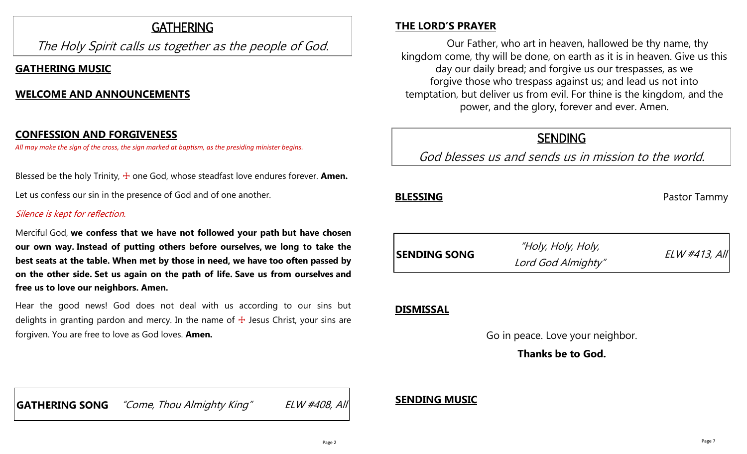## GATHERING

*The Holy Spirit calls us together as the people of God.*

**GATHERING MUSIC**

**WELCOME AND ANNOUNCEMENTS**

**CONFESSION AND FORGIVENESS**

*All may make the sign of the cross, the sign marked at baptism, as the presiding minister begins.*

Blessed be the holy Trinity, ☩ one God, whose steadfast love endures forever. **Amen.**

Let us confess our sin in the presence of God and of one another.

*Silence is kept for reflection.*

Merciful God, **we confess that we have not followed your path but have chosen our own way. Instead of putting others before ourselves, we long to take the best seats at the table. When met by those in need, we have too often passed by on the other side. Set us again on the path of life. Save us from ourselves and free us to love our neighbors. Amen.**

Hear the good news! God does not deal with us according to our sins but delights in granting pardon and mercy. In the name of ☩ Jesus Christ, your sins are forgiven. You are free to love as God loves. **Amen.**

**GATHERING SONG** *"Come, Thou Almighty King"* *ELW #408, All*

**THE LORD'S PRAYER**

Our Father, who art in heaven, hallowed be thy name, thy kingdom come, thy will be done, on earth as it is in heaven. Give us this day our daily bread; and forgive us our trespasses, as we forgive those who trespass against us; and lead us not into temptation, but deliver us from evil. For thine is the kingdom, and the power, and the glory, forever and ever. Amen.

## SENDING

*God blesses us and sends us in mission to the world.*

**BLESSING** Pastor Tammy

**SENDING SONG** *"Holy, Holy, Holy, Lord God Almighty"* *ELW #413, All*

**DISMISSAL**

Go in peace. Love your neighbor.

**Thanks be to God.**

**SENDING MUSIC**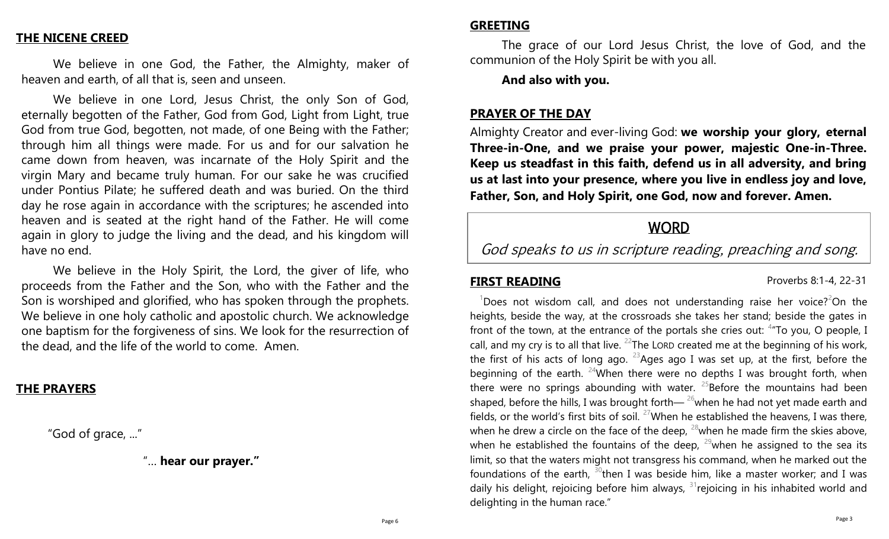## THE NICENE CREED

We believe in one God, the Father, the Almighty, maker of heaven and earth, of all that is, seen and unseen.

We believe in one Lord, Jesus Christ, the only Son of God, eternally begotten of the Father, God from God, Light from Light, true God from true God, begotten, not made, of one Being with the Father; through him all things were made. For us and for our salvation he came down from heaven, was incarnate of the Holy Spirit and the virgin Mary and became truly human. For our sake he was crucified under Pontius Pilate; he suffered death and was buried. On the third day he rose again in accordance with the scriptures; he ascended into heaven and is seated at the right hand of the Father. He will come again in glory to judge the living and the dead, and his kingdom will have no end.

We believe in the Holy Spirit, the Lord, the giver of life, who proceeds from the Father and the Son, who with the Father and the Son is worshiped and glorified, who has spoken through the prophets. We believe in one holy catholic and apostolic church. We acknowledge one baptism for the forgiveness of sins. We look for the resurrection of the dead, and the life of the world to come. Amen.

## THE PRAYERS

"God of grace, ..."

"... **hear our prayer."**

## GREETING

The grace of our Lord Jesus Christ, the love of God, and the communion of the Holy Spirit be with you all.

**And also with you.**

## PRAYER OF THE DAY

Almighty Creator and ever-living God: **we worship your glory, eternal Three-in-One, and we praise your power, majestic One-in-Three. Keep us steadfast in this faith, defend us in all adversity, and bring us at last into your presence, where you live in endless joy and love, Father, Son, and Holy Spirit, one God, now and forever. Amen.**

# WORD

*God speaks to us in scripture reading, preaching and song.*

## FIRST READING

Proverbs 8:1-4, 22-31

[1]Does not wisdom call, and does not understanding raise her voice?[2]On the heights, beside the way, at the crossroads she takes her stand; beside the gates in front of the town, at the entrance of the portals she cries out: [4]"To you, O people, I call, and my cry is to all that live. [22]The LORD created me at the beginning of his work, the first of his acts of long ago. [23]Ages ago I was set up, at the first, before the beginning of the earth. [24]When there were no depths I was brought forth, when there were no springs abounding with water. [25]Before the mountains had been shaped, before the hills, I was brought forth— [26]when he had not yet made earth and fields, or the world's first bits of soil. [27]When he established the heavens, I was there, when he drew a circle on the face of the deep, [28]when he made firm the skies above, when he established the fountains of the deep, [29]when he assigned to the sea its limit, so that the waters might not transgress his command, when he marked out the foundations of the earth, [30]then I was beside him, like a master worker; and I was daily his delight, rejoicing before him always, [31]rejoicing in his inhabited world and delighting in the human race."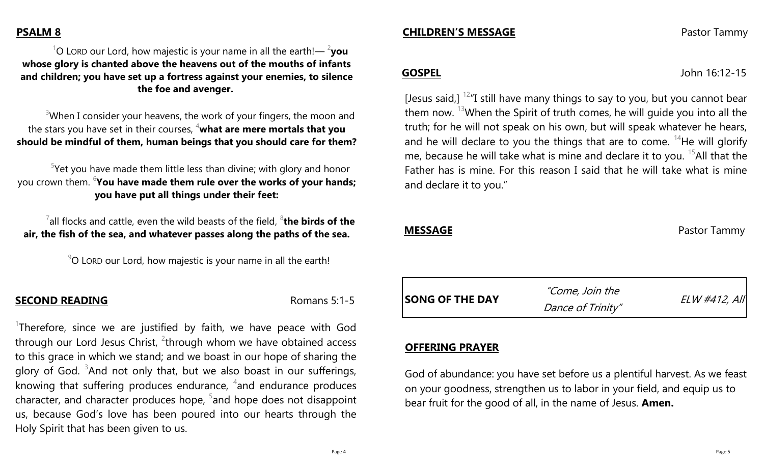## PSALM 8

[1]O LORD our Lord, how majestic is your name in all the earth!— [2]**you whose glory is chanted above the heavens out of the mouths of infants and children; you have set up a fortress against your enemies, to silence the foe and avenger.**

[3]When I consider your heavens, the work of your fingers, the moon and the stars you have set in their courses, [4]**what are mere mortals that you should be mindful of them, human beings that you should care for them?**

[5]Yet you have made them little less than divine; with glory and honor you crown them. [6]**You have made them rule over the works of your hands; you have put all things under their feet:**

[7]all flocks and cattle, even the wild beasts of the field, [8]**the birds of the air, the fish of the sea, and whatever passes along the paths of the sea.**

[9]O LORD our Lord, how majestic is your name in all the earth!

## SECOND READING — Romans 5:1-5

[1]Therefore, since we are justified by faith, we have peace with God through our Lord Jesus Christ, [2]through whom we have obtained access to this grace in which we stand; and we boast in our hope of sharing the glory of God. [3]And not only that, but we also boast in our sufferings, knowing that suffering produces endurance, [4]and endurance produces character, and character produces hope, [5]and hope does not disappoint us, because God's love has been poured into our hearts through the Holy Spirit that has been given to us.

## CHILDREN'S MESSAGE — Pastor Tammy

## GOSPEL — John 16:12-15

[Jesus said,] [12]"I still have many things to say to you, but you cannot bear them now. [13]When the Spirit of truth comes, he will guide you into all the truth; for he will not speak on his own, but will speak whatever he hears, and he will declare to you the things that are to come. [14]He will glorify me, because he will take what is mine and declare it to you. [15]All that the Father has is mine. For this reason I said that he will take what is mine and declare it to you."

## MESSAGE — Pastor Tammy

| | | |
|---|---|---|
| **SONG OF THE DAY** | *"Come, Join the Dance of Trinity"* | *ELW #412, All* |

## OFFERING PRAYER

God of abundance: you have set before us a plentiful harvest. As we feast on your goodness, strengthen us to labor in your field, and equip us to bear fruit for the good of all, in the name of Jesus. **Amen.**